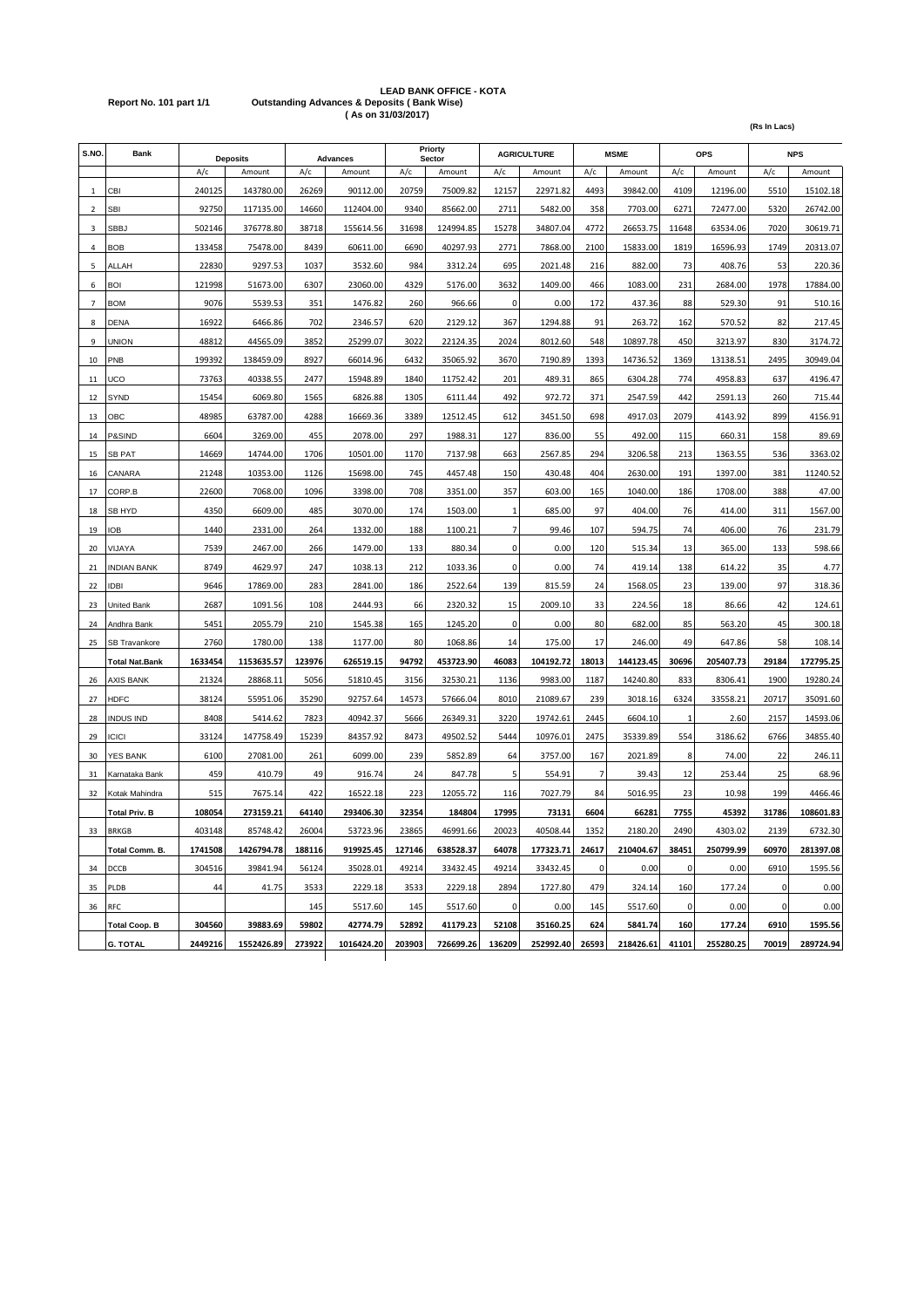# LEAD BANK OFFICE - KOTA

**Report No. 101 part 1/1** **Outstanding Advances & Deposits ( Bank Wise)**

**( As on 31/03/2017)**

**(Rs In Lacs)**

| S.NO. | Bank | Deposits | | Advances | | Priorty Sector | | AGRICULTURE | | MSME | | OPS | | NPS | |
|---|---|---|---|---|---|---|---|---|---|---|---|---|---|---|---|
| | | A/c | Amount | A/c | Amount | A/c | Amount | A/c | Amount | A/c | Amount | A/c | Amount | A/c | Amount |
| 1 | CBI | 240125 | 143780.00 | 26269 | 90112.00 | 20759 | 75009.82 | 12157 | 22971.82 | 4493 | 39842.00 | 4109 | 12196.00 | 5510 | 15102.18 |
| 2 | SBI | 92750 | 117135.00 | 14660 | 112404.00 | 9340 | 85662.00 | 2711 | 5482.00 | 358 | 7703.00 | 6271 | 72477.00 | 5320 | 26742.00 |
| 3 | SBBJ | 502146 | 376778.80 | 38718 | 155614.56 | 31698 | 124994.85 | 15278 | 34807.04 | 4772 | 26653.75 | 11648 | 63534.06 | 7020 | 30619.71 |
| 4 | BOB | 133458 | 75478.00 | 8439 | 60611.00 | 6690 | 40297.93 | 2771 | 7868.00 | 2100 | 15833.00 | 1819 | 16596.93 | 1749 | 20313.07 |
| 5 | ALLAH | 22830 | 9297.53 | 1037 | 3532.60 | 984 | 3312.24 | 695 | 2021.48 | 216 | 882.00 | 73 | 408.76 | 53 | 220.36 |
| 6 | BOI | 121998 | 51673.00 | 6307 | 23060.00 | 4329 | 5176.00 | 3632 | 1409.00 | 466 | 1083.00 | 231 | 2684.00 | 1978 | 17884.00 |
| 7 | BOM | 9076 | 5539.53 | 351 | 1476.82 | 260 | 966.66 | 0 | 0.00 | 172 | 437.36 | 88 | 529.30 | 91 | 510.16 |
| 8 | DENA | 16922 | 6466.86 | 702 | 2346.57 | 620 | 2129.12 | 367 | 1294.88 | 91 | 263.72 | 162 | 570.52 | 82 | 217.45 |
| 9 | UNION | 48812 | 44565.09 | 3852 | 25299.07 | 3022 | 22124.35 | 2024 | 8012.60 | 548 | 10897.78 | 450 | 3213.97 | 830 | 3174.72 |
| 10 | PNB | 199392 | 138459.09 | 8927 | 66014.96 | 6432 | 35065.92 | 3670 | 7190.89 | 1393 | 14736.52 | 1369 | 13138.51 | 2495 | 30949.04 |
| 11 | UCO | 73763 | 40338.55 | 2477 | 15948.89 | 1840 | 11752.42 | 201 | 489.31 | 865 | 6304.28 | 774 | 4958.83 | 637 | 4196.47 |
| 12 | SYND | 15454 | 6069.80 | 1565 | 6826.88 | 1305 | 6111.44 | 492 | 972.72 | 371 | 2547.59 | 442 | 2591.13 | 260 | 715.44 |
| 13 | OBC | 48985 | 63787.00 | 4288 | 16669.36 | 3389 | 12512.45 | 612 | 3451.50 | 698 | 4917.03 | 2079 | 4143.92 | 899 | 4156.91 |
| 14 | P&SIND | 6604 | 3269.00 | 455 | 2078.00 | 297 | 1988.31 | 127 | 836.00 | 55 | 492.00 | 115 | 660.31 | 158 | 89.69 |
| 15 | SB PAT | 14669 | 14744.00 | 1706 | 10501.00 | 1170 | 7137.98 | 663 | 2567.85 | 294 | 3206.58 | 213 | 1363.55 | 536 | 3363.02 |
| 16 | CANARA | 21248 | 10353.00 | 1126 | 15698.00 | 745 | 4457.48 | 150 | 430.48 | 404 | 2630.00 | 191 | 1397.00 | 381 | 11240.52 |
| 17 | CORP.B | 22600 | 7068.00 | 1096 | 3398.00 | 708 | 3351.00 | 357 | 603.00 | 165 | 1040.00 | 186 | 1708.00 | 388 | 47.00 |
| 18 | SB HYD | 4350 | 6609.00 | 485 | 3070.00 | 174 | 1503.00 | 1 | 685.00 | 97 | 404.00 | 76 | 414.00 | 311 | 1567.00 |
| 19 | IOB | 1440 | 2331.00 | 264 | 1332.00 | 188 | 1100.21 | 7 | 99.46 | 107 | 594.75 | 74 | 406.00 | 76 | 231.79 |
| 20 | VIJAYA | 7539 | 2467.00 | 266 | 1479.00 | 133 | 880.34 | 0 | 0.00 | 120 | 515.34 | 13 | 365.00 | 133 | 598.66 |
| 21 | INDIAN BANK | 8749 | 4629.97 | 247 | 1038.13 | 212 | 1033.36 | 0 | 0.00 | 74 | 419.14 | 138 | 614.22 | 35 | 4.77 |
| 22 | IDBI | 9646 | 17869.00 | 283 | 2841.00 | 186 | 2522.64 | 139 | 815.59 | 24 | 1568.05 | 23 | 139.00 | 97 | 318.36 |
| 23 | United Bank | 2687 | 1091.56 | 108 | 2444.93 | 66 | 2320.32 | 15 | 2009.10 | 33 | 224.56 | 18 | 86.66 | 42 | 124.61 |
| 24 | Andhra Bank | 5451 | 2055.79 | 210 | 1545.38 | 165 | 1245.20 | 0 | 0.00 | 80 | 682.00 | 85 | 563.20 | 45 | 300.18 |
| 25 | SB Travankore | 2760 | 1780.00 | 138 | 1177.00 | 80 | 1068.86 | 14 | 175.00 | 17 | 246.00 | 49 | 647.86 | 58 | 108.14 |
| | **Total Nat.Bank** | **1633454** | **1153635.57** | **123976** | **626519.15** | **94792** | **453723.90** | **46083** | **104192.72** | **18013** | **144123.45** | **30696** | **205407.73** | **29184** | **172795.25** |
| 26 | AXIS BANK | 21324 | 28868.11 | 5056 | 51810.45 | 3156 | 32530.21 | 1136 | 9983.00 | 1187 | 14240.80 | 833 | 8306.41 | 1900 | 19280.24 |
| 27 | HDFC | 38124 | 55951.06 | 35290 | 92757.64 | 14573 | 57666.04 | 8010 | 21089.67 | 239 | 3018.16 | 6324 | 33558.21 | 20717 | 35091.60 |
| 28 | INDUS IND | 8408 | 5414.62 | 7823 | 40942.37 | 5666 | 26349.31 | 3220 | 19742.61 | 2445 | 6604.10 | 1 | 2.60 | 2157 | 14593.06 |
| 29 | ICICI | 33124 | 147758.49 | 15239 | 84357.92 | 8473 | 49502.52 | 5444 | 10976.01 | 2475 | 35339.89 | 554 | 3186.62 | 6766 | 34855.40 |
| 30 | YES BANK | 6100 | 27081.00 | 261 | 6099.00 | 239 | 5852.89 | 64 | 3757.00 | 167 | 2021.89 | 8 | 74.00 | 22 | 246.11 |
| 31 | Karnataka Bank | 459 | 410.79 | 49 | 916.74 | 24 | 847.78 | 5 | 554.91 | 7 | 39.43 | 12 | 253.44 | 25 | 68.96 |
| 32 | Kotak Mahindra | 515 | 7675.14 | 422 | 16522.18 | 223 | 12055.72 | 116 | 7027.79 | 84 | 5016.95 | 23 | 10.98 | 199 | 4466.46 |
| | **Total Priv. B** | **108054** | **273159.21** | **64140** | **293406.30** | **32354** | **184804** | **17995** | **73131** | **6604** | **66281** | **7755** | **45392** | **31786** | **108601.83** |
| 33 | BRKGB | 403148 | 85748.42 | 26004 | 53723.96 | 23865 | 46991.66 | 20023 | 40508.44 | 1352 | 2180.20 | 2490 | 4303.02 | 2139 | 6732.30 |
| | **Total Comm. B.** | **1741508** | **1426794.78** | **188116** | **919925.45** | **127146** | **638528.37** | **64078** | **177323.71** | **24617** | **210404.67** | **38451** | **250799.99** | **60970** | **281397.08** |
| 34 | DCCB | 304516 | 39841.94 | 56124 | 35028.01 | 49214 | 33432.45 | 49214 | 33432.45 | 0 | 0.00 | 0 | 0.00 | 6910 | 1595.56 |
| 35 | PLDB | 44 | 41.75 | 3533 | 2229.18 | 3533 | 2229.18 | 2894 | 1727.80 | 479 | 324.14 | 160 | 177.24 | 0 | 0.00 |
| 36 | RFC | | | 145 | 5517.60 | 145 | 5517.60 | 0 | 0.00 | 145 | 5517.60 | 0 | 0.00 | 0 | 0.00 |
| | **Total Coop. B** | **304560** | **39883.69** | **59802** | **42774.79** | **52892** | **41179.23** | **52108** | **35160.25** | **624** | **5841.74** | **160** | **177.24** | **6910** | **1595.56** |
| | **G. TOTAL** | **2449216** | **1552426.89** | **273922** | **1016424.20** | **203903** | **726699.26** | **136209** | **252992.40** | **26593** | **218426.61** | **41101** | **255280.25** | **70019** | **289724.94** |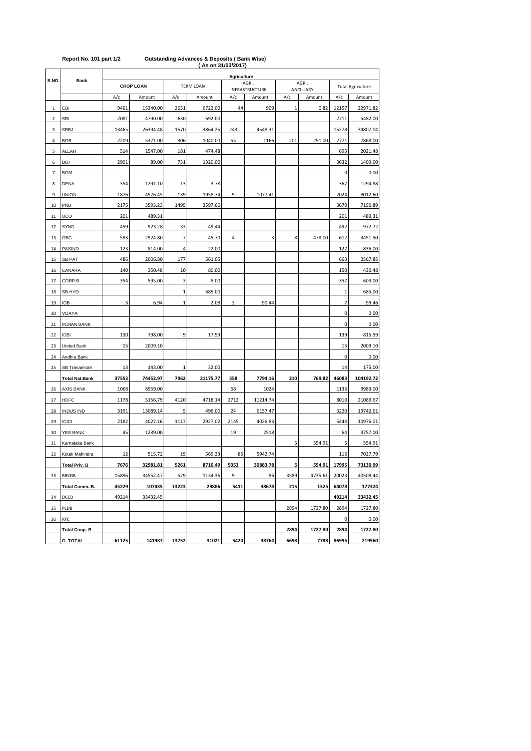**Report No. 101 part 1/2** **Outstanding Advances & Deposits ( Bank Wise)**

**( As on 31/03/2017)**

| S.NO. | Bank | Agriculture | | | | | | | | | |
|---|---|---|---|---|---|---|---|---|---|---|---|
| | | CROP LOAN | | TERM LOAN | | AGRI. INFRASTRUCTURE | | AGRI. ANCILLARY | | Total Agriculture | |
| | | A/c | Amount | A/c | Amount | A/c | Amount | A/c | Amount | A/c | Amount |
| 1 | CBI | 9461 | 15340.00 | 2651 | 6722.00 | 44 | 909 | 1 | 0.82 | 12157 | 22971.82 |
| 2 | SBI | 2081 | 4790.00 | 630 | 692.00 | | | | | 2711 | 5482.00 |
| 3 | SBBJ | 13465 | 26394.48 | 1570 | 3864.25 | 243 | 4548.31 | | | 15278 | 34807.04 |
| 4 | BOB | 2209 | 5371.00 | 306 | 1040.00 | 55 | 1166 | 201 | 291.00 | 2771 | 7868.00 |
| 5 | ALLAH | 514 | 1547.00 | 181 | 474.48 | | | | | 695 | 2021.48 |
| 6 | BOI | 2901 | 89.00 | 731 | 1320.00 | | | | | 3632 | 1409.00 |
| 7 | BOM | | | | | | | | | 0 | 0.00 |
| 8 | DENA | 354 | 1291.10 | 13 | 3.78 | | | | | 367 | 1294.88 |
| 9 | UNION | 1876 | 4976.45 | 139 | 1958.74 | 9 | 1077.41 | | | 2024 | 8012.60 |
| 10 | PNB | 2175 | 3593.23 | 1495 | 3597.66 | | | | | 3670 | 7190.89 |
| 11 | UCO | 201 | 489.31 | | | | | | | 201 | 489.31 |
| 12 | SYND | 459 | 923.28 | 33 | 49.44 | | | | | 492 | 972.72 |
| 13 | OBC | 593 | 2924.80 | 7 | 45.70 | 4 | 3 | 8 | 478.00 | 612 | 3451.50 |
| 14 | P&SIND | 123 | 814.00 | 4 | 22.00 | | | | | 127 | 836.00 |
| 15 | SB PAT | 486 | 2006.80 | 177 | 561.05 | | | | | 663 | 2567.85 |
| 16 | CANARA | 140 | 350.48 | 10 | 80.00 | | | | | 150 | 430.48 |
| 17 | CORP.B | 354 | 595.00 | 3 | 8.00 | | | | | 357 | 603.00 |
| 18 | SB HYD | | | 1 | 685.00 | | | | | 1 | 685.00 |
| 19 | IOB | 3 | 6.94 | 1 | 2.08 | 3 | 90.44 | | | 7 | 99.46 |
| 20 | VIJAYA | | | | | | | | | 0 | 0.00 |
| 21 | INDIAN BANK | | | | | | | | | 0 | 0.00 |
| 22 | IDBI | 130 | 798.00 | 9 | 17.59 | | | | | 139 | 815.59 |
| 23 | United Bank | 15 | 2009.10 | | | | | | | 15 | 2009.10 |
| 24 | Andhra Bank | | | | | | | | | 0 | 0.00 |
| 25 | SB Travankore | 13 | 143.00 | 1 | 32.00 | | | | | 14 | 175.00 |
| | **Total Nat.Bank** | **37553** | **74452.97** | **7962** | **21175.77** | **358** | **7794.16** | **210** | **769.82** | **46083** | **104192.72** |
| 26 | AXIS BANK | 1068 | 8959.00 | | | 68 | 1024 | | | 1136 | 9983.00 |
| 27 | HDFC | 1178 | 5156.79 | 4120 | 4718.14 | 2712 | 11214.74 | | | 8010 | 21089.67 |
| 28 | INDUS IND | 3191 | 13089.14 | 5 | 496.00 | 24 | 6157.47 | | | 3220 | 19742.61 |
| 29 | ICICI | 2182 | 4022.16 | 1117 | 2927.02 | 2145 | 4026.83 | | | 5444 | 10976.01 |
| 30 | YES BANK | 45 | 1239.00 | | | 19 | 2518 | | | 64 | 3757.00 |
| 31 | Karnataka Bank | | | | | | | 5 | 554.91 | 5 | 554.91 |
| 32 | Kotak Mahindra | 12 | 515.72 | 19 | 569.33 | 85 | 5942.74 | | | 116 | 7027.79 |
| | **Total Priv. B** | **7676** | **32981.81** | **5261** | **8710.49** | **5053** | **30883.78** | **5** | **554.91** | **17995** | **73130.99** |
| 33 | BRKGB | 15896 | 34552.47 | 529 | 1134.36 | 9 | 86 | 3589 | 4735.61 | 20023 | 40508.44 |
| | **Total Comm. B.** | **45229** | **107435** | **13223** | **29886** | **5411** | **38678** | **215** | **1325** | **64078** | **177324** |
| 34 | DCCB | 49214 | 33432.45 | | | | | | | **49214** | **33432.45** |
| 35 | PLDB | | | | | | | 2894 | 1727.80 | 2894 | 1727.80 |
| 36 | RFC | | | | | | | | | 0 | 0.00 |
| | **Total Coop. B** | | | | | | | **2894** | **1727.80** | **2894** | **1727.80** |
| | **G. TOTAL** | **61125** | **141987** | **13752** | **31021** | **5420** | **38764** | **6698** | **7788** | **86995** | **219560** |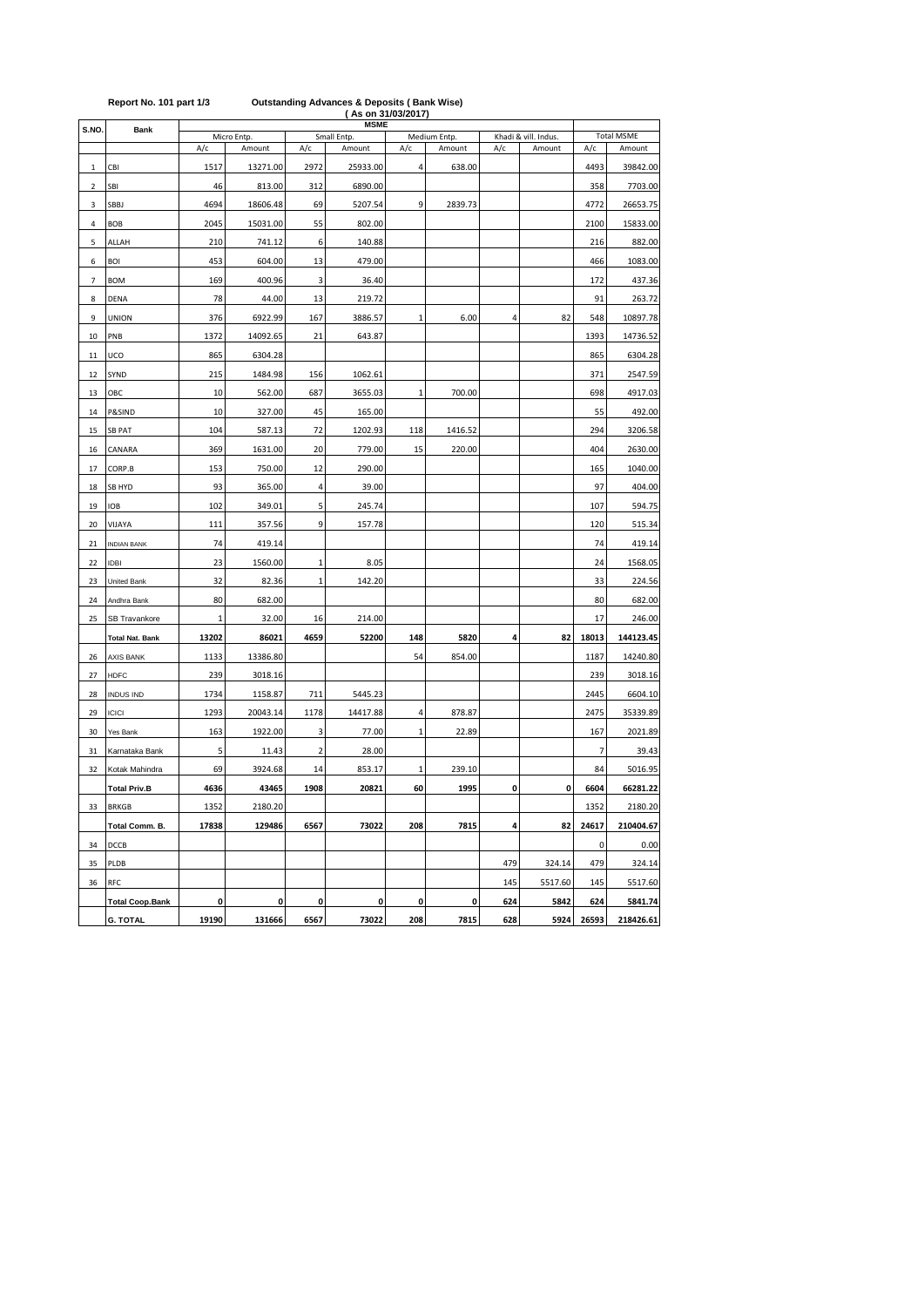Report No. 101 part 1/3 **Outstanding Advances & Deposits ( Bank Wise)**

**( As on 31/03/2017)**

| S.NO. | Bank | MSME | | | | | | | | | |
|---|---|---|---|---|---|---|---|---|---|---|---|
| | | Micro Entp. | | Small Entp. | | Medium Entp. | | Khadi & vill. Indus. | | Total MSME | |
| | | A/c | Amount | A/c | Amount | A/c | Amount | A/c | Amount | A/c | Amount |
| 1 | CBI | 1517 | 13271.00 | 2972 | 25933.00 | 4 | 638.00 | | | 4493 | 39842.00 |
| 2 | SBI | 46 | 813.00 | 312 | 6890.00 | | | | | 358 | 7703.00 |
| 3 | SBBJ | 4694 | 18606.48 | 69 | 5207.54 | 9 | 2839.73 | | | 4772 | 26653.75 |
| 4 | BOB | 2045 | 15031.00 | 55 | 802.00 | | | | | 2100 | 15833.00 |
| 5 | ALLAH | 210 | 741.12 | 6 | 140.88 | | | | | 216 | 882.00 |
| 6 | BOI | 453 | 604.00 | 13 | 479.00 | | | | | 466 | 1083.00 |
| 7 | BOM | 169 | 400.96 | 3 | 36.40 | | | | | 172 | 437.36 |
| 8 | DENA | 78 | 44.00 | 13 | 219.72 | | | | | 91 | 263.72 |
| 9 | UNION | 376 | 6922.99 | 167 | 3886.57 | 1 | 6.00 | 4 | 82 | 548 | 10897.78 |
| 10 | PNB | 1372 | 14092.65 | 21 | 643.87 | | | | | 1393 | 14736.52 |
| 11 | UCO | 865 | 6304.28 | | | | | | | 865 | 6304.28 |
| 12 | SYND | 215 | 1484.98 | 156 | 1062.61 | | | | | 371 | 2547.59 |
| 13 | OBC | 10 | 562.00 | 687 | 3655.03 | 1 | 700.00 | | | 698 | 4917.03 |
| 14 | P&SIND | 10 | 327.00 | 45 | 165.00 | | | | | 55 | 492.00 |
| 15 | SB PAT | 104 | 587.13 | 72 | 1202.93 | 118 | 1416.52 | | | 294 | 3206.58 |
| 16 | CANARA | 369 | 1631.00 | 20 | 779.00 | 15 | 220.00 | | | 404 | 2630.00 |
| 17 | CORP.B | 153 | 750.00 | 12 | 290.00 | | | | | 165 | 1040.00 |
| 18 | SB HYD | 93 | 365.00 | 4 | 39.00 | | | | | 97 | 404.00 |
| 19 | IOB | 102 | 349.01 | 5 | 245.74 | | | | | 107 | 594.75 |
| 20 | VIJAYA | 111 | 357.56 | 9 | 157.78 | | | | | 120 | 515.34 |
| 21 | INDIAN BANK | 74 | 419.14 | | | | | | | 74 | 419.14 |
| 22 | IDBI | 23 | 1560.00 | 1 | 8.05 | | | | | 24 | 1568.05 |
| 23 | United Bank | 32 | 82.36 | 1 | 142.20 | | | | | 33 | 224.56 |
| 24 | Andhra Bank | 80 | 682.00 | | | | | | | 80 | 682.00 |
| 25 | SB Travankore | 1 | 32.00 | 16 | 214.00 | | | | | 17 | 246.00 |
| | **Total Nat. Bank** | **13202** | **86021** | **4659** | **52200** | **148** | **5820** | **4** | **82** | **18013** | **144123.45** |
| 26 | AXIS BANK | 1133 | 13386.80 | | | 54 | 854.00 | | | 1187 | 14240.80 |
| 27 | HDFC | 239 | 3018.16 | | | | | | | 239 | 3018.16 |
| 28 | INDUS IND | 1734 | 1158.87 | 711 | 5445.23 | | | | | 2445 | 6604.10 |
| 29 | ICICI | 1293 | 20043.14 | 1178 | 14417.88 | 4 | 878.87 | | | 2475 | 35339.89 |
| 30 | Yes Bank | 163 | 1922.00 | 3 | 77.00 | 1 | 22.89 | | | 167 | 2021.89 |
| 31 | Karnataka Bank | 5 | 11.43 | 2 | 28.00 | | | | | 7 | 39.43 |
| 32 | Kotak Mahindra | 69 | 3924.68 | 14 | 853.17 | 1 | 239.10 | | | 84 | 5016.95 |
| | **Total Priv.B** | **4636** | **43465** | **1908** | **20821** | **60** | **1995** | **0** | **0** | **6604** | **66281.22** |
| 33 | BRKGB | 1352 | 2180.20 | | | | | | | 1352 | 2180.20 |
| | **Total Comm. B.** | **17838** | **129486** | **6567** | **73022** | **208** | **7815** | **4** | **82** | **24617** | **210404.67** |
| 34 | DCCB | | | | | | | | | 0 | 0.00 |
| 35 | PLDB | | | | | | | 479 | 324.14 | 479 | 324.14 |
| 36 | RFC | | | | | | | 145 | 5517.60 | 145 | 5517.60 |
| | **Total Coop.Bank** | **0** | **0** | **0** | **0** | **0** | **0** | **624** | **5842** | **624** | **5841.74** |
| | **G. TOTAL** | **19190** | **131666** | **6567** | **73022** | **208** | **7815** | **628** | **5924** | **26593** | **218426.61** |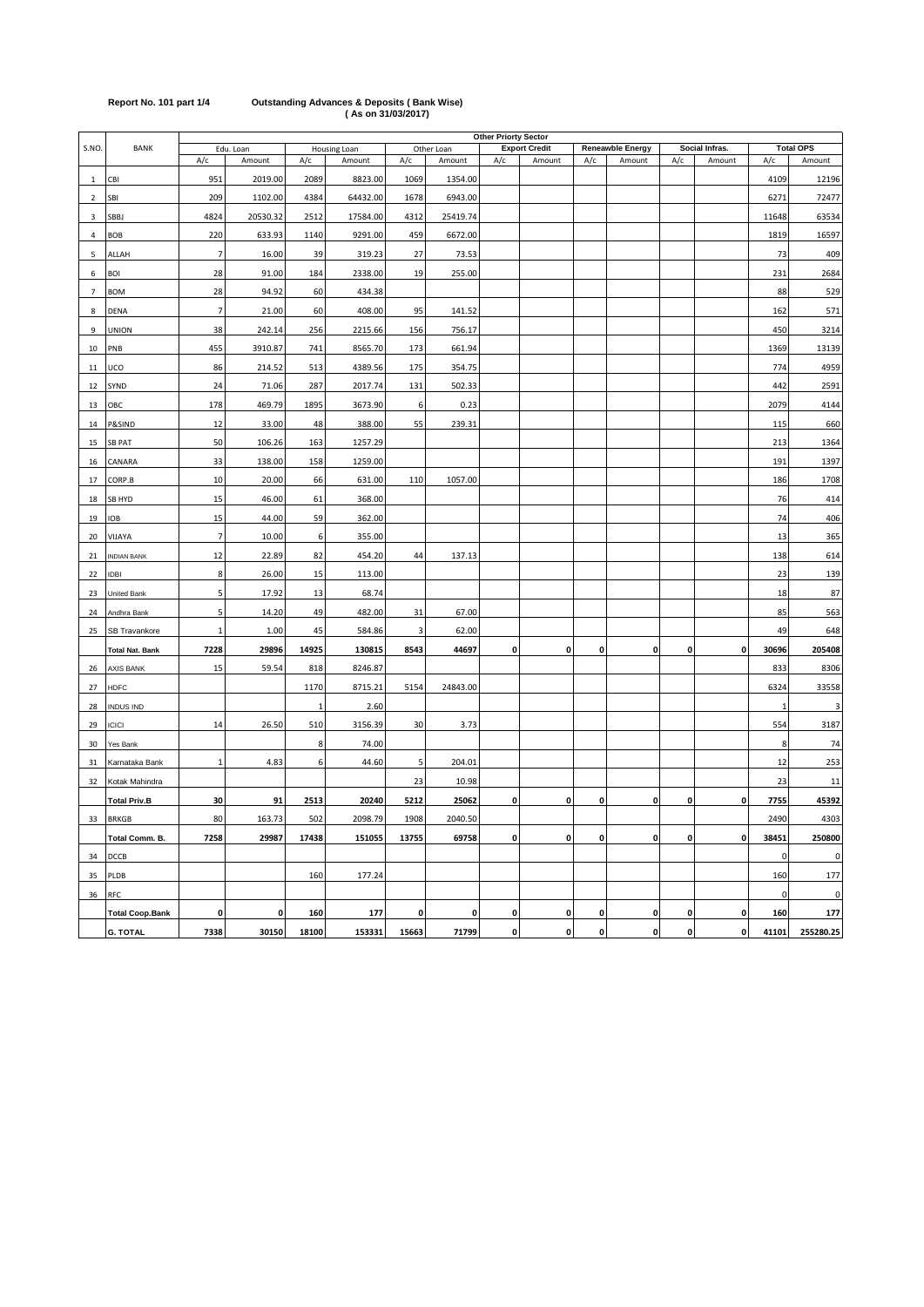**Report No. 101 part 1/4** **Outstanding Advances & Deposits ( Bank Wise)**
**( As on 31/03/2017)**

| S.NO. | BANK | Other Priorty Sector | | | | | | | | | | | | | | | |
|---|---|---|---|---|---|---|---|---|---|---|---|---|---|---|---|---|---|
| | | Edu. Loan | | Housing Loan | | Other Loan | | Export Credit | | Reneawble Energy | | Social Infras. | | Total OPS | | | |
| | | A/c | Amount | A/c | Amount | A/c | Amount | A/c | Amount | A/c | Amount | A/c | Amount | A/c | Amount | | |
| 1 | CBI | 951 | 2019.00 | 2089 | 8823.00 | 1069 | 1354.00 | | | | | | | 4109 | 12196 | | |
| 2 | SBI | 209 | 1102.00 | 4384 | 64432.00 | 1678 | 6943.00 | | | | | | | 6271 | 72477 | | |
| 3 | SBBJ | 4824 | 20530.32 | 2512 | 17584.00 | 4312 | 25419.74 | | | | | | | 11648 | 63534 | | |
| 4 | BOB | 220 | 633.93 | 1140 | 9291.00 | 459 | 6672.00 | | | | | | | 1819 | 16597 | | |
| 5 | ALLAH | 7 | 16.00 | 39 | 319.23 | 27 | 73.53 | | | | | | | 73 | 409 | | |
| 6 | BOI | 28 | 91.00 | 184 | 2338.00 | 19 | 255.00 | | | | | | | 231 | 2684 | | |
| 7 | BOM | 28 | 94.92 | 60 | 434.38 | | | | | | | | | 88 | 529 | | |
| 8 | DENA | 7 | 21.00 | 60 | 408.00 | 95 | 141.52 | | | | | | | 162 | 571 | | |
| 9 | UNION | 38 | 242.14 | 256 | 2215.66 | 156 | 756.17 | | | | | | | 450 | 3214 | | |
| 10 | PNB | 455 | 3910.87 | 741 | 8565.70 | 173 | 661.94 | | | | | | | 1369 | 13139 | | |
| 11 | UCO | 86 | 214.52 | 513 | 4389.56 | 175 | 354.75 | | | | | | | 774 | 4959 | | |
| 12 | SYND | 24 | 71.06 | 287 | 2017.74 | 131 | 502.33 | | | | | | | 442 | 2591 | | |
| 13 | OBC | 178 | 469.79 | 1895 | 3673.90 | 6 | 0.23 | | | | | | | 2079 | 4144 | | |
| 14 | P&SIND | 12 | 33.00 | 48 | 388.00 | 55 | 239.31 | | | | | | | 115 | 660 | | |
| 15 | SB PAT | 50 | 106.26 | 163 | 1257.29 | | | | | | | | | 213 | 1364 | | |
| 16 | CANARA | 33 | 138.00 | 158 | 1259.00 | | | | | | | | | 191 | 1397 | | |
| 17 | CORP.B | 10 | 20.00 | 66 | 631.00 | 110 | 1057.00 | | | | | | | 186 | 1708 | | |
| 18 | SB HYD | 15 | 46.00 | 61 | 368.00 | | | | | | | | | 76 | 414 | | |
| 19 | IOB | 15 | 44.00 | 59 | 362.00 | | | | | | | | | 74 | 406 | | |
| 20 | VIJAYA | 7 | 10.00 | 6 | 355.00 | | | | | | | | | 13 | 365 | | |
| 21 | INDIAN BANK | 12 | 22.89 | 82 | 454.20 | 44 | 137.13 | | | | | | | 138 | 614 | | |
| 22 | IDBI | 8 | 26.00 | 15 | 113.00 | | | | | | | | | 23 | 139 | | |
| 23 | United Bank | 5 | 17.92 | 13 | 68.74 | | | | | | | | | 18 | 87 | | |
| 24 | Andhra Bank | 5 | 14.20 | 49 | 482.00 | 31 | 67.00 | | | | | | | 85 | 563 | | |
| 25 | SB Travankore | 1 | 1.00 | 45 | 584.86 | 3 | 62.00 | | | | | | | 49 | 648 | | |
| | **Total Nat. Bank** | **7228** | **29896** | **14925** | **130815** | **8543** | **44697** | **0** | **0** | **0** | **0** | **0** | **0** | **30696** | **205408** | | |
| 26 | AXIS BANK | 15 | 59.54 | 818 | 8246.87 | | | | | | | | | 833 | 8306 | | |
| 27 | HDFC | | | 1170 | 8715.21 | 5154 | 24843.00 | | | | | | | 6324 | 33558 | | |
| 28 | INDUS IND | | | 1 | 2.60 | | | | | | | | | 1 | 3 | | |
| 29 | ICICI | 14 | 26.50 | 510 | 3156.39 | 30 | 3.73 | | | | | | | 554 | 3187 | | |
| 30 | Yes Bank | | | 8 | 74.00 | | | | | | | | | 8 | 74 | | |
| 31 | Karnataka Bank | 1 | 4.83 | 6 | 44.60 | 5 | 204.01 | | | | | | | 12 | 253 | | |
| 32 | Kotak Mahindra | | | | | 23 | 10.98 | | | | | | | 23 | 11 | | |
| | **Total Priv.B** | **30** | **91** | **2513** | **20240** | **5212** | **25062** | **0** | **0** | **0** | **0** | **0** | **0** | **7755** | **45392** | | |
| 33 | BRKGB | 80 | 163.73 | 502 | 2098.79 | 1908 | 2040.50 | | | | | | | 2490 | 4303 | | |
| | **Total Comm. B.** | **7258** | **29987** | **17438** | **151055** | **13755** | **69758** | **0** | **0** | **0** | **0** | **0** | **0** | **38451** | **250800** | | |
| 34 | DCCB | | | | | | | | | | | | | 0 | 0 | | |
| 35 | PLDB | | | 160 | 177.24 | | | | | | | | | 160 | 177 | | |
| 36 | RFC | | | | | | | | | | | | | 0 | 0 | | |
| | **Total Coop.Bank** | **0** | **0** | **160** | **177** | **0** | **0** | **0** | **0** | **0** | **0** | **0** | **0** | **160** | **177** | | |
| | **G. TOTAL** | **7338** | **30150** | **18100** | **153331** | **15663** | **71799** | **0** | **0** | **0** | **0** | **0** | **0** | **41101** | **255280.25** | | |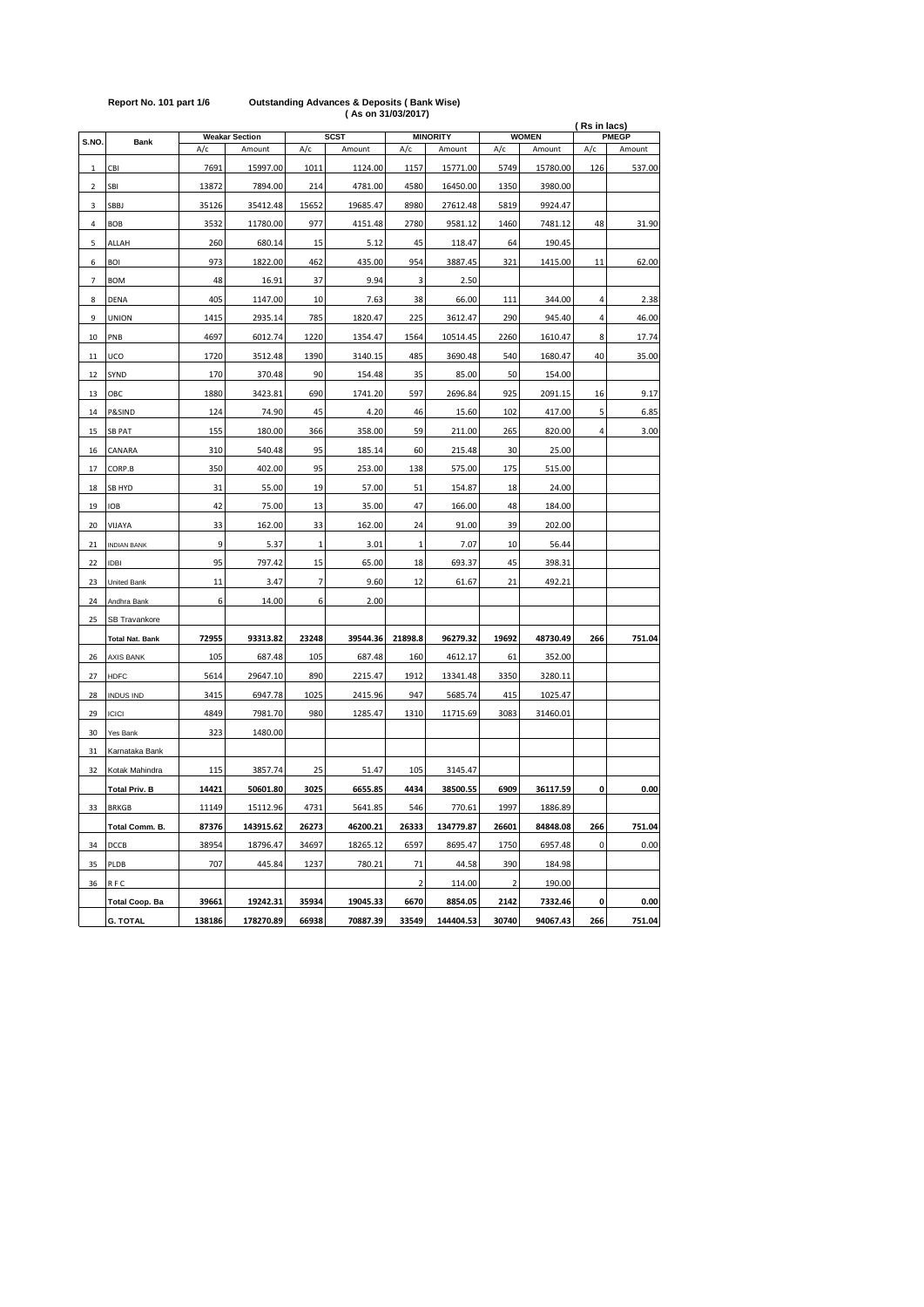**Report No. 101 part 1/6** **Outstanding Advances & Deposits ( Bank Wise)**
**( As on 31/03/2017)**

( Rs in lacs)

| S.NO. | Bank | Weakar Section | | SCST | | MINORITY | | WOMEN | | PMEGP | |
|---|---|---|---|---|---|---|---|---|---|---|---|
| | | A/c | Amount | A/c | Amount | A/c | Amount | A/c | Amount | A/c | Amount |
| 1 | CBI | 7691 | 15997.00 | 1011 | 1124.00 | 1157 | 15771.00 | 5749 | 15780.00 | 126 | 537.00 |
| 2 | SBI | 13872 | 7894.00 | 214 | 4781.00 | 4580 | 16450.00 | 1350 | 3980.00 | | |
| 3 | SBBJ | 35126 | 35412.48 | 15652 | 19685.47 | 8980 | 27612.48 | 5819 | 9924.47 | | |
| 4 | BOB | 3532 | 11780.00 | 977 | 4151.48 | 2780 | 9581.12 | 1460 | 7481.12 | 48 | 31.90 |
| 5 | ALLAH | 260 | 680.14 | 15 | 5.12 | 45 | 118.47 | 64 | 190.45 | | |
| 6 | BOI | 973 | 1822.00 | 462 | 435.00 | 954 | 3887.45 | 321 | 1415.00 | 11 | 62.00 |
| 7 | BOM | 48 | 16.91 | 37 | 9.94 | 3 | 2.50 | | | | |
| 8 | DENA | 405 | 1147.00 | 10 | 7.63 | 38 | 66.00 | 111 | 344.00 | 4 | 2.38 |
| 9 | UNION | 1415 | 2935.14 | 785 | 1820.47 | 225 | 3612.47 | 290 | 945.40 | 4 | 46.00 |
| 10 | PNB | 4697 | 6012.74 | 1220 | 1354.47 | 1564 | 10514.45 | 2260 | 1610.47 | 8 | 17.74 |
| 11 | UCO | 1720 | 3512.48 | 1390 | 3140.15 | 485 | 3690.48 | 540 | 1680.47 | 40 | 35.00 |
| 12 | SYND | 170 | 370.48 | 90 | 154.48 | 35 | 85.00 | 50 | 154.00 | | |
| 13 | OBC | 1880 | 3423.81 | 690 | 1741.20 | 597 | 2696.84 | 925 | 2091.15 | 16 | 9.17 |
| 14 | P&SIND | 124 | 74.90 | 45 | 4.20 | 46 | 15.60 | 102 | 417.00 | 5 | 6.85 |
| 15 | SB PAT | 155 | 180.00 | 366 | 358.00 | 59 | 211.00 | 265 | 820.00 | 4 | 3.00 |
| 16 | CANARA | 310 | 540.48 | 95 | 185.14 | 60 | 215.48 | 30 | 25.00 | | |
| 17 | CORP.B | 350 | 402.00 | 95 | 253.00 | 138 | 575.00 | 175 | 515.00 | | |
| 18 | SB HYD | 31 | 55.00 | 19 | 57.00 | 51 | 154.87 | 18 | 24.00 | | |
| 19 | IOB | 42 | 75.00 | 13 | 35.00 | 47 | 166.00 | 48 | 184.00 | | |
| 20 | VIJAYA | 33 | 162.00 | 33 | 162.00 | 24 | 91.00 | 39 | 202.00 | | |
| 21 | INDIAN BANK | 9 | 5.37 | 1 | 3.01 | 1 | 7.07 | 10 | 56.44 | | |
| 22 | IDBI | 95 | 797.42 | 15 | 65.00 | 18 | 693.37 | 45 | 398.31 | | |
| 23 | United Bank | 11 | 3.47 | 7 | 9.60 | 12 | 61.67 | 21 | 492.21 | | |
| 24 | Andhra Bank | 6 | 14.00 | 6 | 2.00 | | | | | | |
| 25 | SB Travankore | | | | | | | | | | |
| | **Total Nat. Bank** | **72955** | **93313.82** | **23248** | **39544.36** | **21898.8** | **96279.32** | **19692** | **48730.49** | **266** | **751.04** |
| 26 | AXIS BANK | 105 | 687.48 | 105 | 687.48 | 160 | 4612.17 | 61 | 352.00 | | |
| 27 | HDFC | 5614 | 29647.10 | 890 | 2215.47 | 1912 | 13341.48 | 3350 | 3280.11 | | |
| 28 | INDUS IND | 3415 | 6947.78 | 1025 | 2415.96 | 947 | 5685.74 | 415 | 1025.47 | | |
| 29 | ICICI | 4849 | 7981.70 | 980 | 1285.47 | 1310 | 11715.69 | 3083 | 31460.01 | | |
| 30 | Yes Bank | 323 | 1480.00 | | | | | | | | |
| 31 | Karnataka Bank | | | | | | | | | | |
| 32 | Kotak Mahindra | 115 | 3857.74 | 25 | 51.47 | 105 | 3145.47 | | | | |
| | **Total Priv. B** | **14421** | **50601.80** | **3025** | **6655.85** | **4434** | **38500.55** | **6909** | **36117.59** | **0** | **0.00** |
| 33 | BRKGB | 11149 | 15112.96 | 4731 | 5641.85 | 546 | 770.61 | 1997 | 1886.89 | | |
| | **Total Comm. B.** | **87376** | **143915.62** | **26273** | **46200.21** | **26333** | **134779.87** | **26601** | **84848.08** | **266** | **751.04** |
| 34 | DCCB | 38954 | 18796.47 | 34697 | 18265.12 | 6597 | 8695.47 | 1750 | 6957.48 | 0 | 0.00 |
| 35 | PLDB | 707 | 445.84 | 1237 | 780.21 | 71 | 44.58 | 390 | 184.98 | | |
| 36 | R F C | | | | | 2 | 114.00 | 2 | 190.00 | | |
| | **Total Coop. Ba** | **39661** | **19242.31** | **35934** | **19045.33** | **6670** | **8854.05** | **2142** | **7332.46** | **0** | **0.00** |
| | **G. TOTAL** | **138186** | **178270.89** | **66938** | **70887.39** | **33549** | **144404.53** | **30740** | **94067.43** | **266** | **751.04** |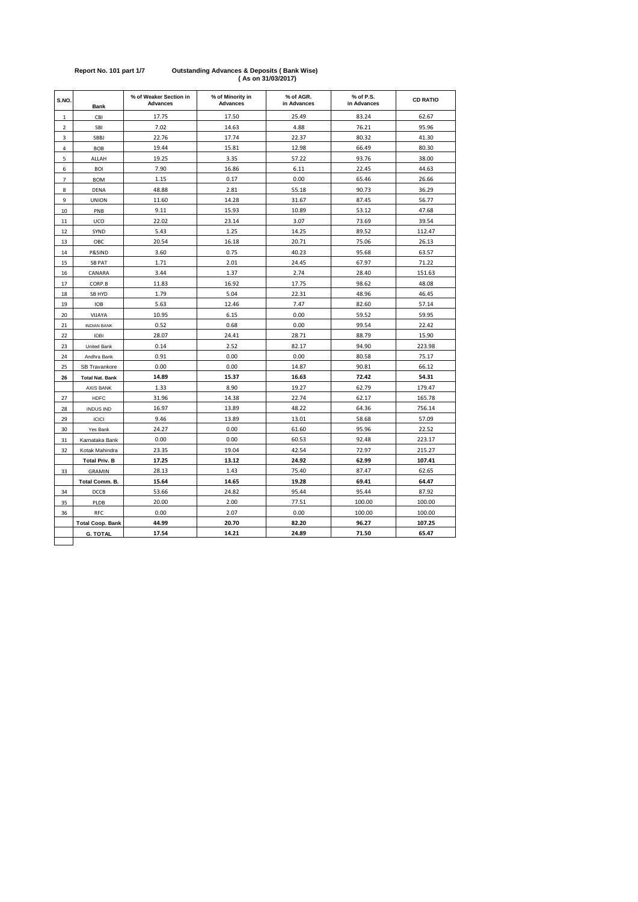**Report No. 101 part 1/7** **Outstanding Advances & Deposits ( Bank Wise)**

**( As on 31/03/2017)**

| S.NO. | Bank | % of Weaker Section in Advances | % of Minority in Advances | % of AGR. in Advances | % of P.S. in Advances | CD RATIO |
|---|---|---|---|---|---|---|
| 1 | CBI | 17.75 | 17.50 | 25.49 | 83.24 | 62.67 |
| 2 | SBI | 7.02 | 14.63 | 4.88 | 76.21 | 95.96 |
| 3 | SBBJ | 22.76 | 17.74 | 22.37 | 80.32 | 41.30 |
| 4 | BOB | 19.44 | 15.81 | 12.98 | 66.49 | 80.30 |
| 5 | ALLAH | 19.25 | 3.35 | 57.22 | 93.76 | 38.00 |
| 6 | BOI | 7.90 | 16.86 | 6.11 | 22.45 | 44.63 |
| 7 | BOM | 1.15 | 0.17 | 0.00 | 65.46 | 26.66 |
| 8 | DENA | 48.88 | 2.81 | 55.18 | 90.73 | 36.29 |
| 9 | UNION | 11.60 | 14.28 | 31.67 | 87.45 | 56.77 |
| 10 | PNB | 9.11 | 15.93 | 10.89 | 53.12 | 47.68 |
| 11 | UCO | 22.02 | 23.14 | 3.07 | 73.69 | 39.54 |
| 12 | SYND | 5.43 | 1.25 | 14.25 | 89.52 | 112.47 |
| 13 | OBC | 20.54 | 16.18 | 20.71 | 75.06 | 26.13 |
| 14 | P&SIND | 3.60 | 0.75 | 40.23 | 95.68 | 63.57 |
| 15 | SB PAT | 1.71 | 2.01 | 24.45 | 67.97 | 71.22 |
| 16 | CANARA | 3.44 | 1.37 | 2.74 | 28.40 | 151.63 |
| 17 | CORP.B | 11.83 | 16.92 | 17.75 | 98.62 | 48.08 |
| 18 | SB HYD | 1.79 | 5.04 | 22.31 | 48.96 | 46.45 |
| 19 | IOB | 5.63 | 12.46 | 7.47 | 82.60 | 57.14 |
| 20 | VIJAYA | 10.95 | 6.15 | 0.00 | 59.52 | 59.95 |
| 21 | INDIAN BANK | 0.52 | 0.68 | 0.00 | 99.54 | 22.42 |
| 22 | IDBI | 28.07 | 24.41 | 28.71 | 88.79 | 15.90 |
| 23 | United Bank | 0.14 | 2.52 | 82.17 | 94.90 | 223.98 |
| 24 | Andhra Bank | 0.91 | 0.00 | 0.00 | 80.58 | 75.17 |
| 25 | SB Travankore | 0.00 | 0.00 | 14.87 | 90.81 | 66.12 |
| **26** | **Total Nat. Bank** | **14.89** | **15.37** | **16.63** | **72.42** | **54.31** |
| | AXIS BANK | 1.33 | 8.90 | 19.27 | 62.79 | 179.47 |
| 27 | HDFC | 31.96 | 14.38 | 22.74 | 62.17 | 165.78 |
| 28 | INDUS IND | 16.97 | 13.89 | 48.22 | 64.36 | 756.14 |
| 29 | ICICI | 9.46 | 13.89 | 13.01 | 58.68 | 57.09 |
| 30 | Yes Bank | 24.27 | 0.00 | 61.60 | 95.96 | 22.52 |
| 31 | Karnataka Bank | 0.00 | 0.00 | 60.53 | 92.48 | 223.17 |
| 32 | Kotak Mahindra | 23.35 | 19.04 | 42.54 | 72.97 | 215.27 |
| | **Total Priv. B** | **17.25** | **13.12** | **24.92** | **62.99** | **107.41** |
| 33 | GRAMIN | 28.13 | 1.43 | 75.40 | 87.47 | 62.65 |
| | **Total Comm. B.** | **15.64** | **14.65** | **19.28** | **69.41** | **64.47** |
| 34 | DCCB | 53.66 | 24.82 | 95.44 | 95.44 | 87.92 |
| 35 | PLDB | 20.00 | 2.00 | 77.51 | 100.00 | 100.00 |
| 36 | RFC | 0.00 | 2.07 | 0.00 | 100.00 | 100.00 |
| | **Total Coop. Bank** | **44.99** | **20.70** | **82.20** | **96.27** | **107.25** |
| | **G. TOTAL** | **17.54** | **14.21** | **24.89** | **71.50** | **65.47** |